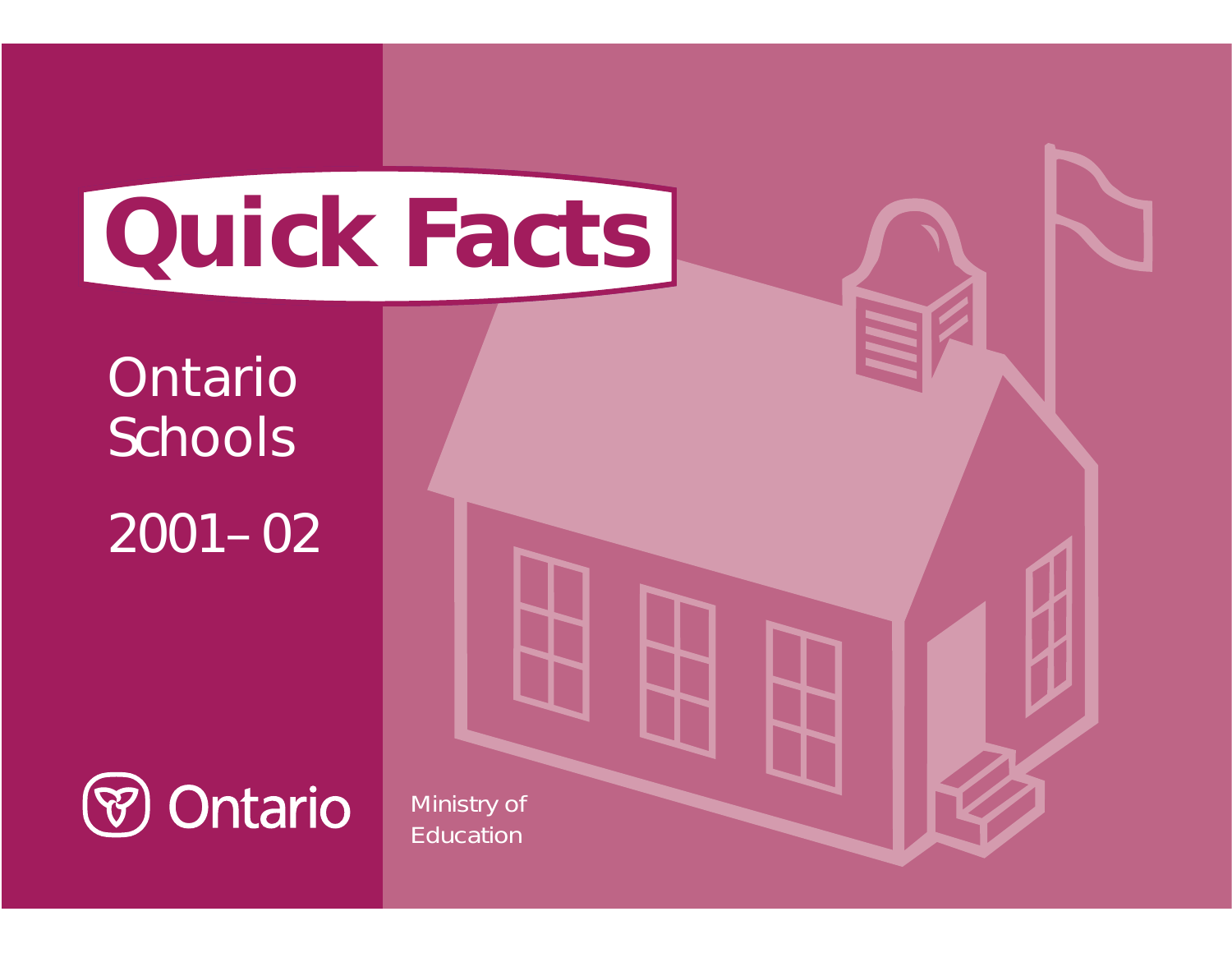# Quick Facts

## Ontario Schools

## 2001–02

Ontario

Ministry of Education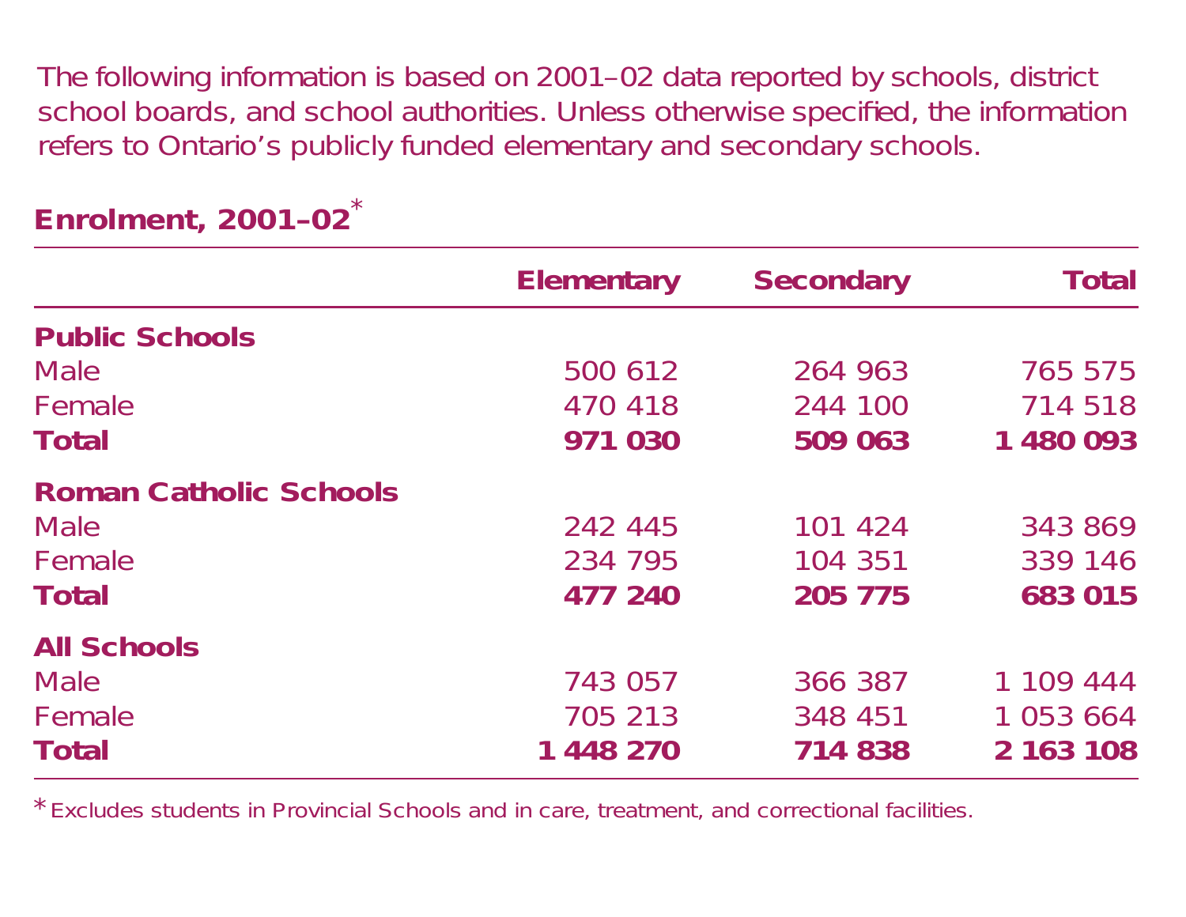The following information is based on 2001–02 data reported by schools, district school boards, and school authorities. Unless otherwise specified, the information refers to Ontario's publicly funded elementary and secondary schools.

## Enrolment, 2001–02*

| | Elementary | Secondary | Total |
|---|---|---|---|
| **Public Schools** | | | |
| Male | 500 612 | 264 963 | 765 575 |
| Female | 470 418 | 244 100 | 714 518 |
| **Total** | **971 030** | **509 063** | **1 480 093** |
| **Roman Catholic Schools** | | | |
| Male | 242 445 | 101 424 | 343 869 |
| Female | 234 795 | 104 351 | 339 146 |
| **Total** | **477 240** | **205 775** | **683 015** |
| **All Schools** | | | |
| Male | 743 057 | 366 387 | 1 109 444 |
| Female | 705 213 | 348 451 | 1 053 664 |
| **Total** | **1 448 270** | **714 838** | **2 163 108** |

* Excludes students in Provincial Schools and in care, treatment, and correctional facilities.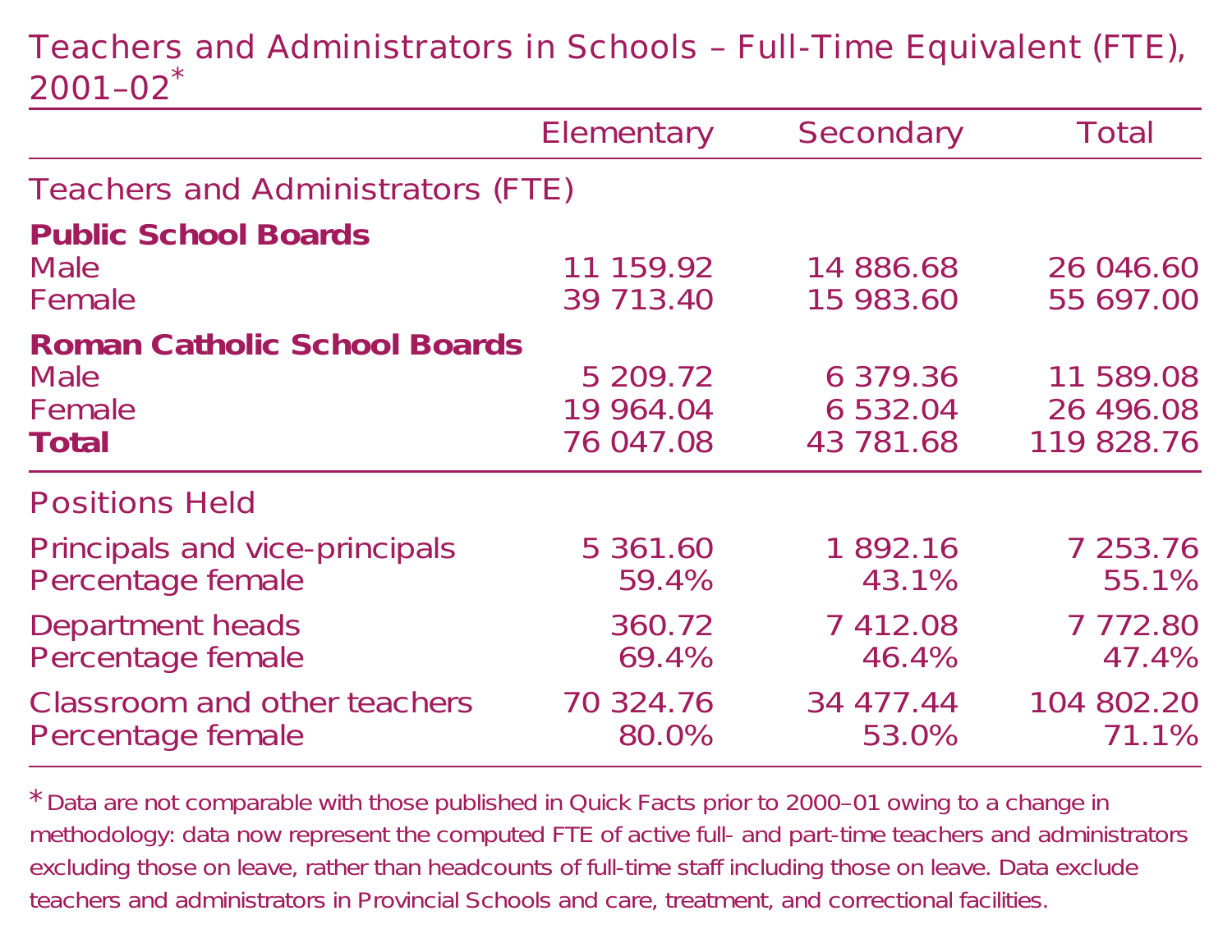## Teachers and Administrators in Schools – Full-Time Equivalent (FTE), 2001–02*

| | Elementary | Secondary | Total |
|---|---|---|---|
| **Teachers and Administrators (FTE)** | | | |
| **Public School Boards** | | | |
| Male | 11 159.92 | 14 886.68 | 26 046.60 |
| Female | 39 713.40 | 15 983.60 | 55 697.00 |
| **Roman Catholic School Boards** | | | |
| Male | 5 209.72 | 6 379.36 | 11 589.08 |
| Female | 19 964.04 | 6 532.04 | 26 496.08 |
| **Total** | 76 047.08 | 43 781.68 | 119 828.76 |
| **Positions Held** | | | |
| Principals and vice-principals | 5 361.60 | 1 892.16 | 7 253.76 |
| Percentage female | 59.4% | 43.1% | 55.1% |
| Department heads | 360.72 | 7 412.08 | 7 772.80 |
| Percentage female | 69.4% | 46.4% | 47.4% |
| Classroom and other teachers | 70 324.76 | 34 477.44 | 104 802.20 |
| Percentage female | 80.0% | 53.0% | 71.1% |

\* Data are not comparable with those published in Quick Facts prior to 2000–01 owing to a change in methodology: data now represent the computed FTE of active full- and part-time teachers and administrators excluding those on leave, rather than headcounts of full-time staff including those on leave. Data exclude teachers and administrators in Provincial Schools and care, treatment, and correctional facilities.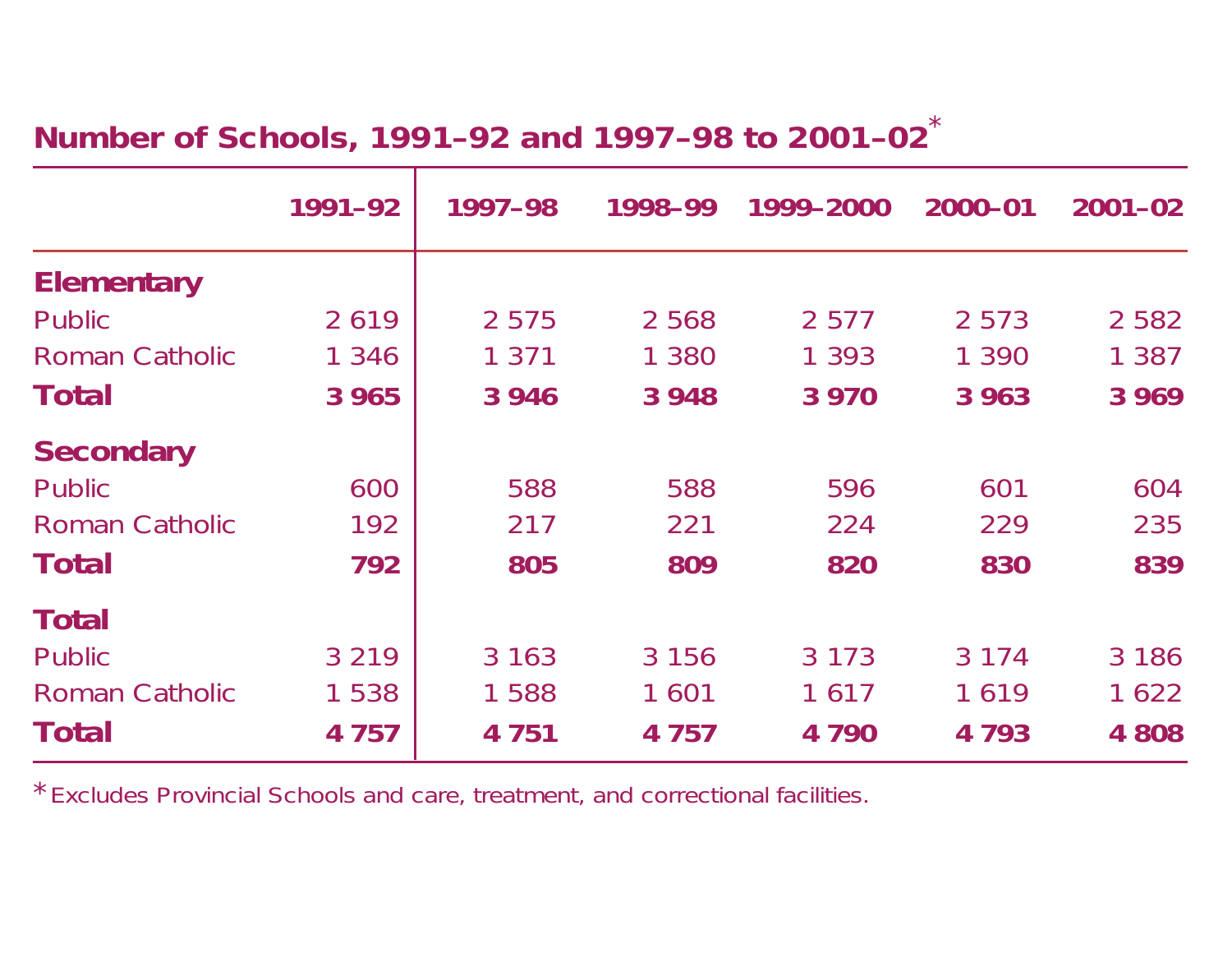## Number of Schools, 1991–92 and 1997–98 to 2001–02*

| | 1991–92 | 1997–98 | 1998–99 | 1999–2000 | 2000–01 | 2001–02 |
|---|---|---|---|---|---|---|
| **Elementary** | | | | | | |
| Public | 2 619 | 2 575 | 2 568 | 2 577 | 2 573 | 2 582 |
| Roman Catholic | 1 346 | 1 371 | 1 380 | 1 393 | 1 390 | 1 387 |
| **Total** | **3 965** | **3 946** | **3 948** | **3 970** | **3 963** | **3 969** |
| **Secondary** | | | | | | |
| Public | 600 | 588 | 588 | 596 | 601 | 604 |
| Roman Catholic | 192 | 217 | 221 | 224 | 229 | 235 |
| **Total** | **792** | **805** | **809** | **820** | **830** | **839** |
| **Total** | | | | | | |
| Public | 3 219 | 3 163 | 3 156 | 3 173 | 3 174 | 3 186 |
| Roman Catholic | 1 538 | 1 588 | 1 601 | 1 617 | 1 619 | 1 622 |
| **Total** | **4 757** | **4 751** | **4 757** | **4 790** | **4 793** | **4 808** |

* Excludes Provincial Schools and care, treatment, and correctional facilities.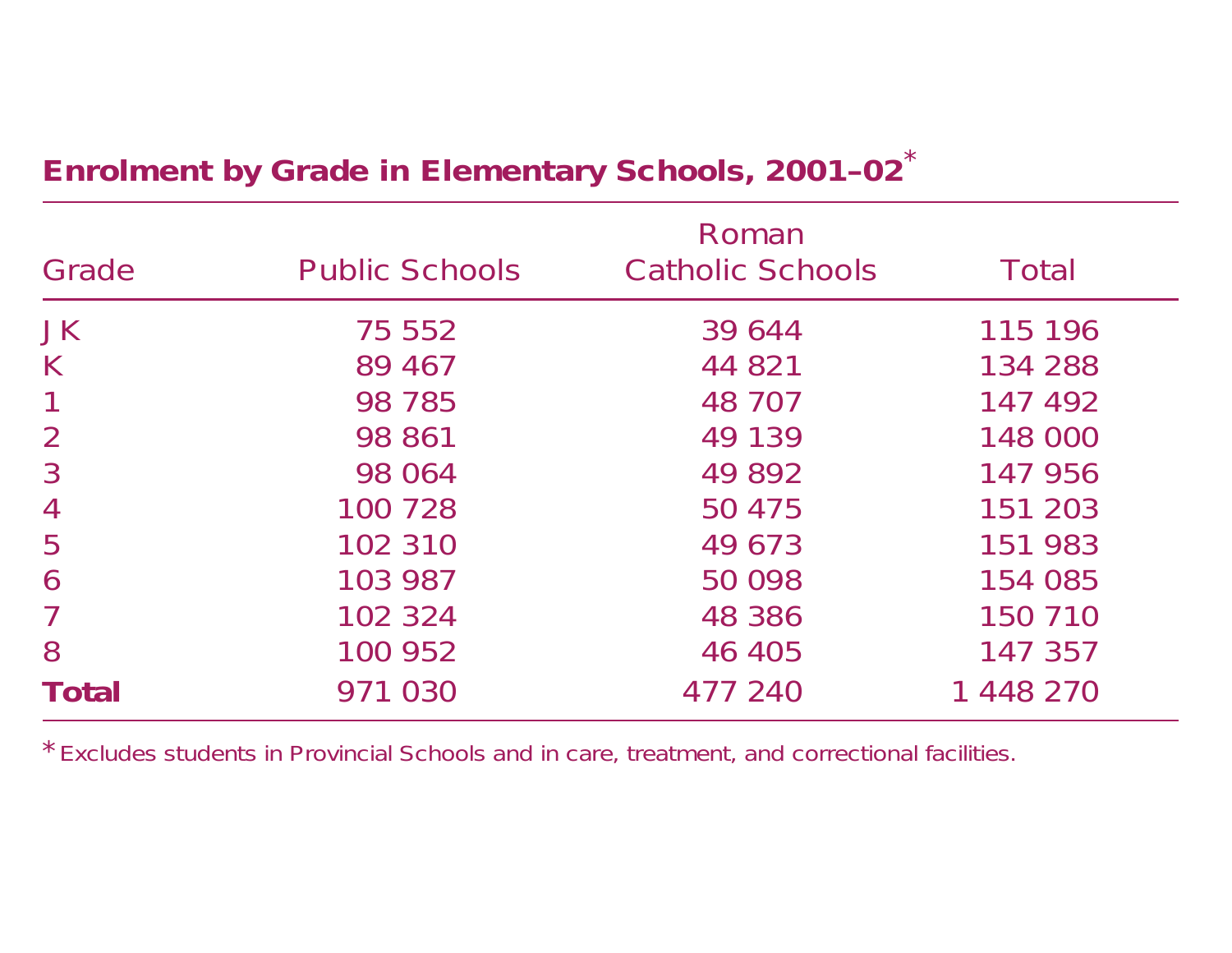## Enrolment by Grade in Elementary Schools, 2001–02*

| Grade | Public Schools | Roman Catholic Schools | Total |
|---|---|---|---|
| JK | 75 552 | 39 644 | 115 196 |
| K | 89 467 | 44 821 | 134 288 |
| 1 | 98 785 | 48 707 | 147 492 |
| 2 | 98 861 | 49 139 | 148 000 |
| 3 | 98 064 | 49 892 | 147 956 |
| 4 | 100 728 | 50 475 | 151 203 |
| 5 | 102 310 | 49 673 | 151 983 |
| 6 | 103 987 | 50 098 | 154 085 |
| 7 | 102 324 | 48 386 | 150 710 |
| 8 | 100 952 | 46 405 | 147 357 |
| **Total** | 971 030 | 477 240 | 1 448 270 |

* Excludes students in Provincial Schools and in care, treatment, and correctional facilities.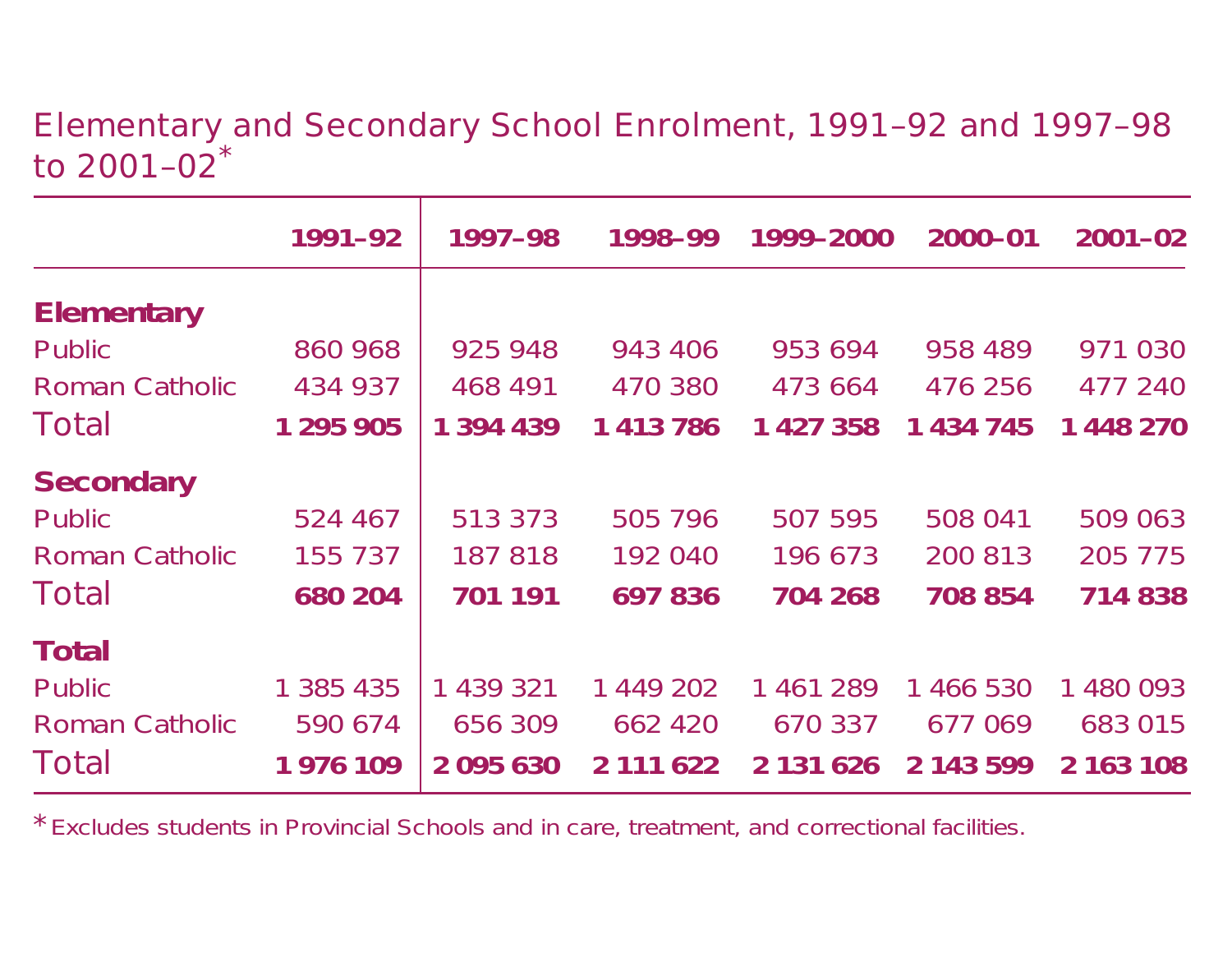## Elementary and Secondary School Enrolment, 1991–92 and 1997–98 to 2001–02*

| | 1991–92 | 1997–98 | 1998–99 | 1999–2000 | 2000–01 | 2001–02 |
|---|---|---|---|---|---|---|
| **Elementary** | | | | | | |
| Public | 860 968 | 925 948 | 943 406 | 953 694 | 958 489 | 971 030 |
| Roman Catholic | 434 937 | 468 491 | 470 380 | 473 664 | 476 256 | 477 240 |
| Total | **1 295 905** | **1 394 439** | **1 413 786** | **1 427 358** | **1 434 745** | **1 448 270** |
| **Secondary** | | | | | | |
| Public | 524 467 | 513 373 | 505 796 | 507 595 | 508 041 | 509 063 |
| Roman Catholic | 155 737 | 187 818 | 192 040 | 196 673 | 200 813 | 205 775 |
| Total | **680 204** | **701 191** | **697 836** | **704 268** | **708 854** | **714 838** |
| **Total** | | | | | | |
| Public | 1 385 435 | 1 439 321 | 1 449 202 | 1 461 289 | 1 466 530 | 1 480 093 |
| Roman Catholic | 590 674 | 656 309 | 662 420 | 670 337 | 677 069 | 683 015 |
| Total | **1 976 109** | **2 095 630** | **2 111 622** | **2 131 626** | **2 143 599** | **2 163 108** |

* Excludes students in Provincial Schools and in care, treatment, and correctional facilities.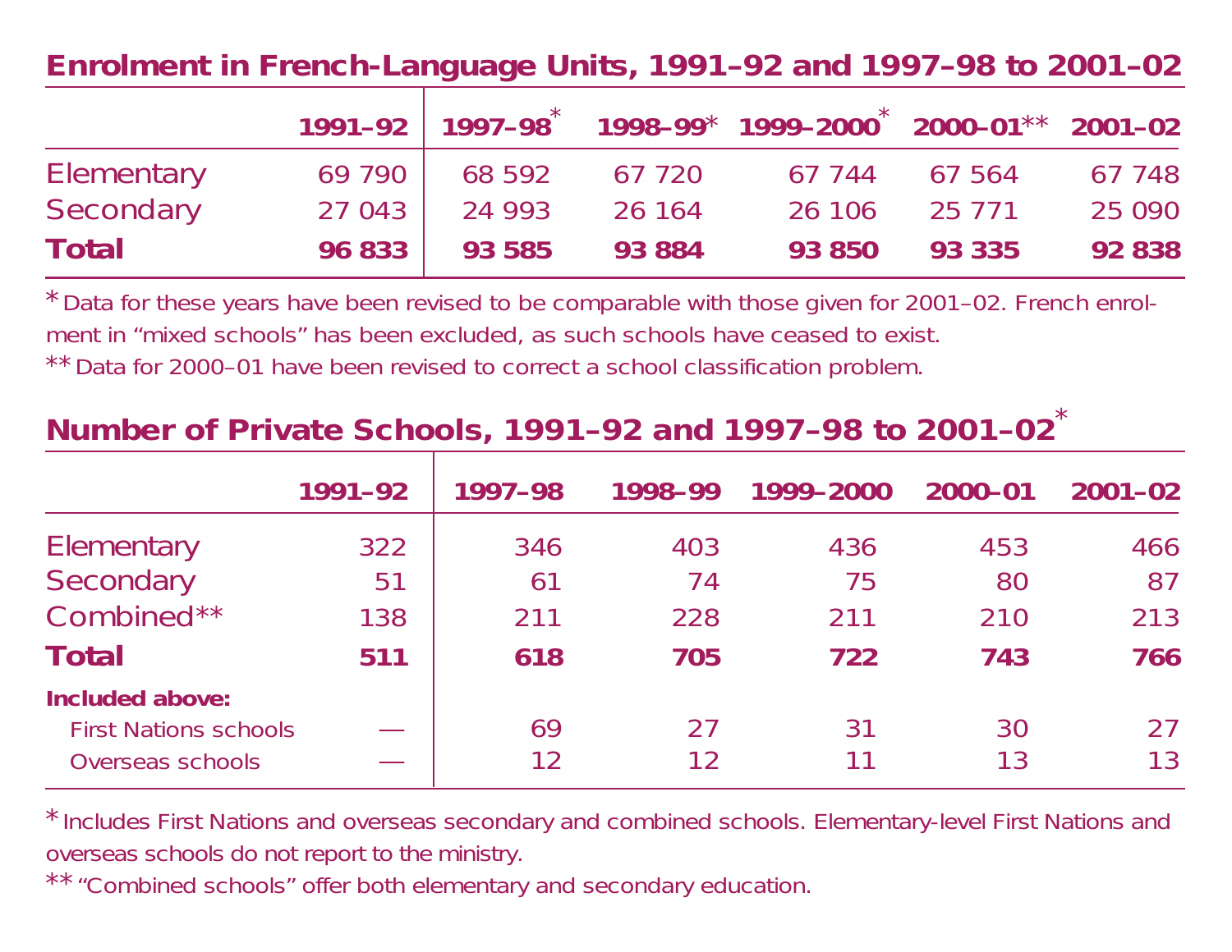## Enrolment in French-Language Units, 1991–92 and 1997–98 to 2001–02

| | 1991–92 | 1997–98* | 1998–99* | 1999–2000* | 2000–01** | 2001–02 |
|---|---|---|---|---|---|---|
| Elementary | 69 790 | 68 592 | 67 720 | 67 744 | 67 564 | 67 748 |
| Secondary | 27 043 | 24 993 | 26 164 | 26 106 | 25 771 | 25 090 |
| **Total** | **96 833** | **93 585** | **93 884** | **93 850** | **93 335** | **92 838** |

* Data for these years have been revised to be comparable with those given for 2001–02. French enrolment in "mixed schools" has been excluded, as such schools have ceased to exist.

** Data for 2000–01 have been revised to correct a school classification problem.

## Number of Private Schools, 1991–92 and 1997–98 to 2001–02*

| | 1991–92 | 1997–98 | 1998–99 | 1999–2000 | 2000–01 | 2001–02 |
|---|---|---|---|---|---|---|
| Elementary | 322 | 346 | 403 | 436 | 453 | 466 |
| Secondary | 51 | 61 | 74 | 75 | 80 | 87 |
| Combined** | 138 | 211 | 228 | 211 | 210 | 213 |
| **Total** | **511** | **618** | **705** | **722** | **743** | **766** |
| **Included above:** | | | | | | |
| First Nations schools | — | 69 | 27 | 31 | 30 | 27 |
| Overseas schools | — | 12 | 12 | 11 | 13 | 13 |

* Includes First Nations and overseas secondary and combined schools. Elementary-level First Nations and overseas schools do not report to the ministry.

** "Combined schools" offer both elementary and secondary education.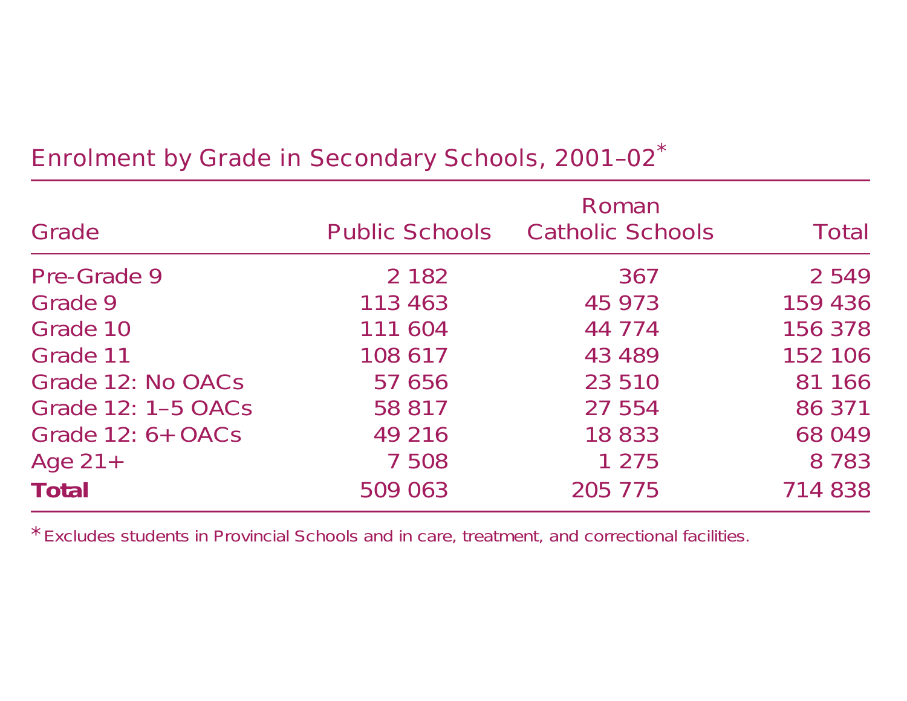## Enrolment by Grade in Secondary Schools, 2001–02*

| Grade | Public Schools | Roman Catholic Schools | Total |
|---|---|---|---|
| Pre-Grade 9 | 2 182 | 367 | 2 549 |
| Grade 9 | 113 463 | 45 973 | 159 436 |
| Grade 10 | 111 604 | 44 774 | 156 378 |
| Grade 11 | 108 617 | 43 489 | 152 106 |
| Grade 12: No OACs | 57 656 | 23 510 | 81 166 |
| Grade 12: 1–5 OACs | 58 817 | 27 554 | 86 371 |
| Grade 12: 6+ OACs | 49 216 | 18 833 | 68 049 |
| Age 21+ | 7 508 | 1 275 | 8 783 |
| **Total** | 509 063 | 205 775 | 714 838 |

* Excludes students in Provincial Schools and in care, treatment, and correctional facilities.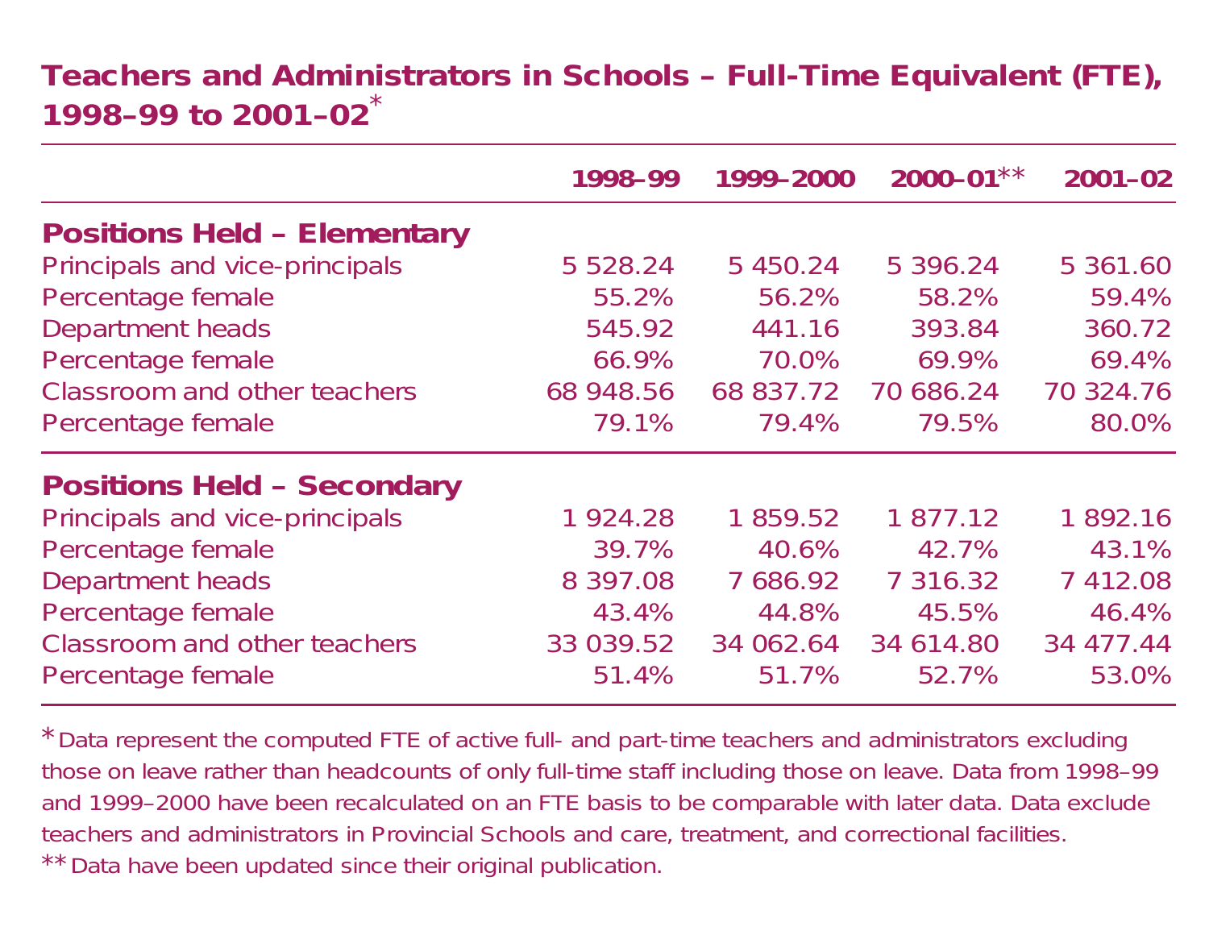## Teachers and Administrators in Schools – Full-Time Equivalent (FTE), 1998–99 to 2001–02*

| | 1998–99 | 1999–2000 | 2000–01** | 2001–02 |
|---|---|---|---|---|
| **Positions Held – Elementary** | | | | |
| Principals and vice-principals | 5 528.24 | 5 450.24 | 5 396.24 | 5 361.60 |
| Percentage female | 55.2% | 56.2% | 58.2% | 59.4% |
| Department heads | 545.92 | 441.16 | 393.84 | 360.72 |
| Percentage female | 66.9% | 70.0% | 69.9% | 69.4% |
| Classroom and other teachers | 68 948.56 | 68 837.72 | 70 686.24 | 70 324.76 |
| Percentage female | 79.1% | 79.4% | 79.5% | 80.0% |
| **Positions Held – Secondary** | | | | |
| Principals and vice-principals | 1 924.28 | 1 859.52 | 1 877.12 | 1 892.16 |
| Percentage female | 39.7% | 40.6% | 42.7% | 43.1% |
| Department heads | 8 397.08 | 7 686.92 | 7 316.32 | 7 412.08 |
| Percentage female | 43.4% | 44.8% | 45.5% | 46.4% |
| Classroom and other teachers | 33 039.52 | 34 062.64 | 34 614.80 | 34 477.44 |
| Percentage female | 51.4% | 51.7% | 52.7% | 53.0% |

* Data represent the computed FTE of active full- and part-time teachers and administrators excluding those on leave rather than headcounts of only full-time staff including those on leave. Data from 1998–99 and 1999–2000 have been recalculated on an FTE basis to be comparable with later data. Data exclude teachers and administrators in Provincial Schools and care, treatment, and correctional facilities.

** Data have been updated since their original publication.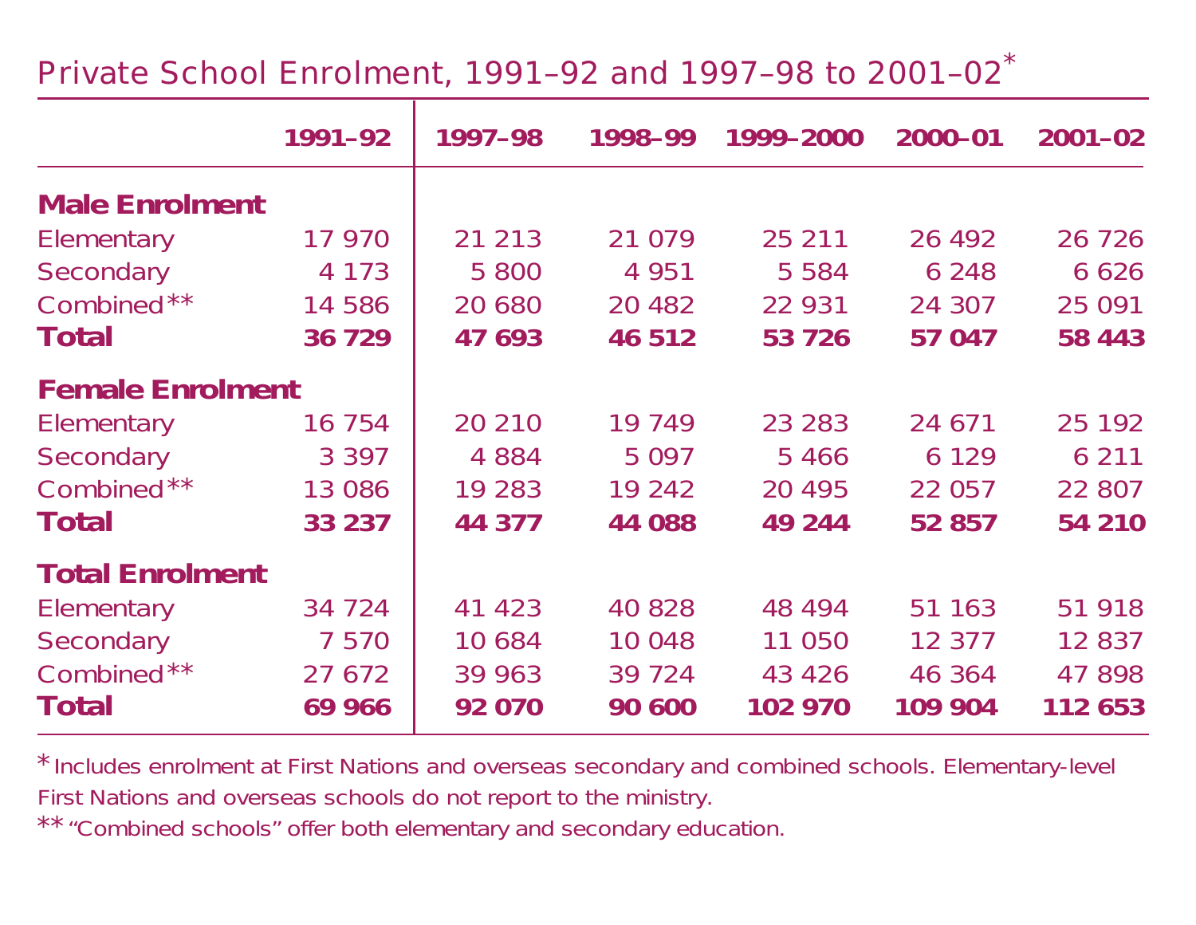## Private School Enrolment, 1991–92 and 1997–98 to 2001–02*

| | 1991–92 | 1997–98 | 1998–99 | 1999–2000 | 2000–01 | 2001–02 |
|---|---|---|---|---|---|---|
| **Male Enrolment** | | | | | | |
| Elementary | 17 970 | 21 213 | 21 079 | 25 211 | 26 492 | 26 726 |
| Secondary | 4 173 | 5 800 | 4 951 | 5 584 | 6 248 | 6 626 |
| Combined** | 14 586 | 20 680 | 20 482 | 22 931 | 24 307 | 25 091 |
| **Total** | **36 729** | **47 693** | **46 512** | **53 726** | **57 047** | **58 443** |
| **Female Enrolment** | | | | | | |
| Elementary | 16 754 | 20 210 | 19 749 | 23 283 | 24 671 | 25 192 |
| Secondary | 3 397 | 4 884 | 5 097 | 5 466 | 6 129 | 6 211 |
| Combined** | 13 086 | 19 283 | 19 242 | 20 495 | 22 057 | 22 807 |
| **Total** | **33 237** | **44 377** | **44 088** | **49 244** | **52 857** | **54 210** |
| **Total Enrolment** | | | | | | |
| Elementary | 34 724 | 41 423 | 40 828 | 48 494 | 51 163 | 51 918 |
| Secondary | 7 570 | 10 684 | 10 048 | 11 050 | 12 377 | 12 837 |
| Combined** | 27 672 | 39 963 | 39 724 | 43 426 | 46 364 | 47 898 |
| **Total** | **69 966** | **92 070** | **90 600** | **102 970** | **109 904** | **112 653** |

\* Includes enrolment at First Nations and overseas secondary and combined schools. Elementary-level First Nations and overseas schools do not report to the ministry.

** "Combined schools" offer both elementary and secondary education.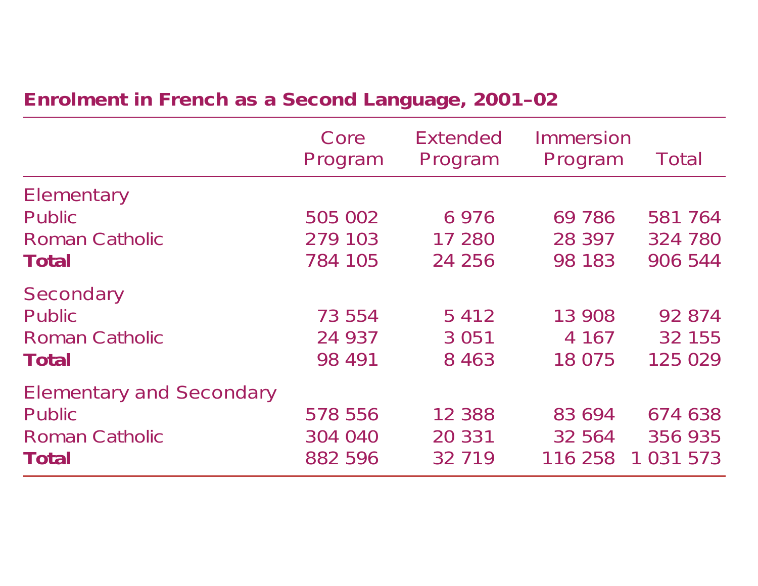**Enrolment in French as a Second Language, 2001–02**

| | Core Program | Extended Program | Immersion Program | Total |
|---|---|---|---|---|
| Elementary | | | | |
| Public | 505 002 | 6 976 | 69 786 | 581 764 |
| Roman Catholic | 279 103 | 17 280 | 28 397 | 324 780 |
| **Total** | 784 105 | 24 256 | 98 183 | 906 544 |
| Secondary | | | | |
| Public | 73 554 | 5 412 | 13 908 | 92 874 |
| Roman Catholic | 24 937 | 3 051 | 4 167 | 32 155 |
| **Total** | 98 491 | 8 463 | 18 075 | 125 029 |
| Elementary and Secondary | | | | |
| Public | 578 556 | 12 388 | 83 694 | 674 638 |
| Roman Catholic | 304 040 | 20 331 | 32 564 | 356 935 |
| **Total** | 882 596 | 32 719 | 116 258 | 1 031 573 |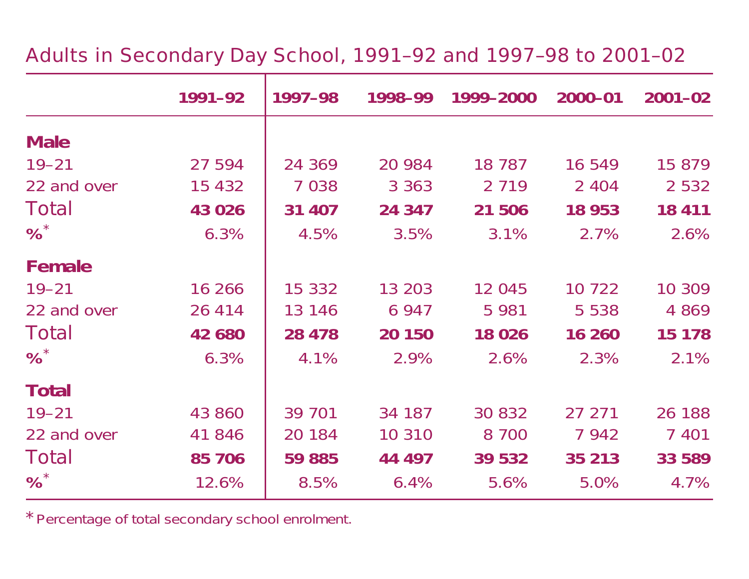## Adults in Secondary Day School, 1991–92 and 1997–98 to 2001–02

| | 1991–92 | 1997–98 | 1998–99 | 1999–2000 | 2000–01 | 2001–02 |
|---|---|---|---|---|---|---|
| **Male** | | | | | | |
| 19–21 | 27 594 | 24 369 | 20 984 | 18 787 | 16 549 | 15 879 |
| 22 and over | 15 432 | 7 038 | 3 363 | 2 719 | 2 404 | 2 532 |
| Total | **43 026** | **31 407** | **24 347** | **21 506** | **18 953** | **18 411** |
| **%*** | 6.3% | 4.5% | 3.5% | 3.1% | 2.7% | 2.6% |
| **Female** | | | | | | |
| 19–21 | 16 266 | 15 332 | 13 203 | 12 045 | 10 722 | 10 309 |
| 22 and over | 26 414 | 13 146 | 6 947 | 5 981 | 5 538 | 4 869 |
| Total | **42 680** | **28 478** | **20 150** | **18 026** | **16 260** | **15 178** |
| **%*** | 6.3% | 4.1% | 2.9% | 2.6% | 2.3% | 2.1% |
| **Total** | | | | | | |
| 19–21 | 43 860 | 39 701 | 34 187 | 30 832 | 27 271 | 26 188 |
| 22 and over | 41 846 | 20 184 | 10 310 | 8 700 | 7 942 | 7 401 |
| Total | **85 706** | **59 885** | **44 497** | **39 532** | **35 213** | **33 589** |
| **%*** | 12.6% | 8.5% | 6.4% | 5.6% | 5.0% | 4.7% |

* Percentage of total secondary school enrolment.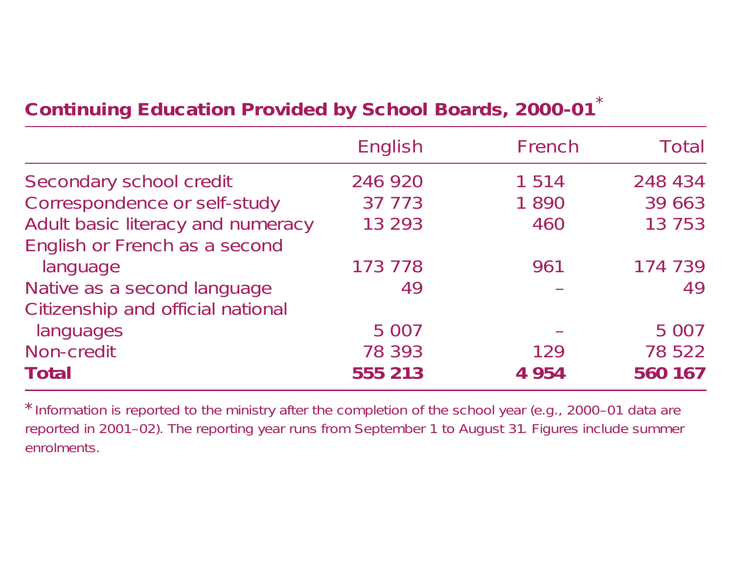### Continuing Education Provided by School Boards, 2000-01*

| | English | French | Total |
|---|---|---|---|
| Secondary school credit | 246 920 | 1 514 | 248 434 |
| Correspondence or self-study | 37 773 | 1 890 | 39 663 |
| Adult basic literacy and numeracy | 13 293 | 460 | 13 753 |
| English or French as a second language | 173 778 | 961 | 174 739 |
| Native as a second language | 49 | – | 49 |
| Citizenship and official national languages | 5 007 | – | 5 007 |
| Non-credit | 78 393 | 129 | 78 522 |
| **Total** | **555 213** | **4 954** | **560 167** |

* Information is reported to the ministry after the completion of the school year (e.g., 2000–01 data are reported in 2001–02). The reporting year runs from September 1 to August 31. Figures include summer enrolments.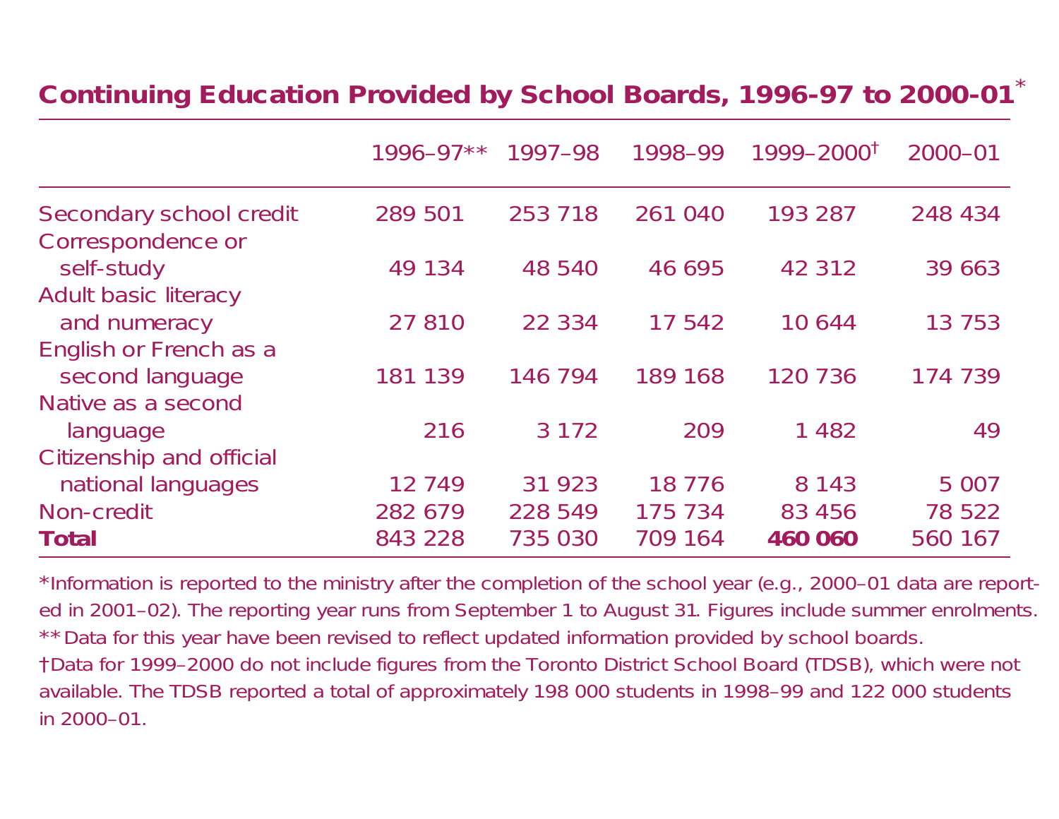## Continuing Education Provided by School Boards, 1996-97 to 2000-01*

| | 1996–97** | 1997–98 | 1998–99 | 1999–2000† | 2000–01 |
|---|---|---|---|---|---|
| Secondary school credit | 289 501 | 253 718 | 261 040 | 193 287 | 248 434 |
| Correspondence or self-study | 49 134 | 48 540 | 46 695 | 42 312 | 39 663 |
| Adult basic literacy and numeracy | 27 810 | 22 334 | 17 542 | 10 644 | 13 753 |
| English or French as a second language | 181 139 | 146 794 | 189 168 | 120 736 | 174 739 |
| Native as a second language | 216 | 3 172 | 209 | 1 482 | 49 |
| Citizenship and official national languages | 12 749 | 31 923 | 18 776 | 8 143 | 5 007 |
| Non-credit | 282 679 | 228 549 | 175 734 | 83 456 | 78 522 |
| **Total** | 843 228 | 735 030 | 709 164 | **460 060** | 560 167 |

*Information is reported to the ministry after the completion of the school year (e.g., 2000–01 data are reported in 2001–02). The reporting year runs from September 1 to August 31. Figures include summer enrolments.

** Data for this year have been revised to reflect updated information provided by school boards.

†Data for 1999–2000 do not include figures from the Toronto District School Board (TDSB), which were not available. The TDSB reported a total of approximately 198 000 students in 1998–99 and 122 000 students in 2000–01.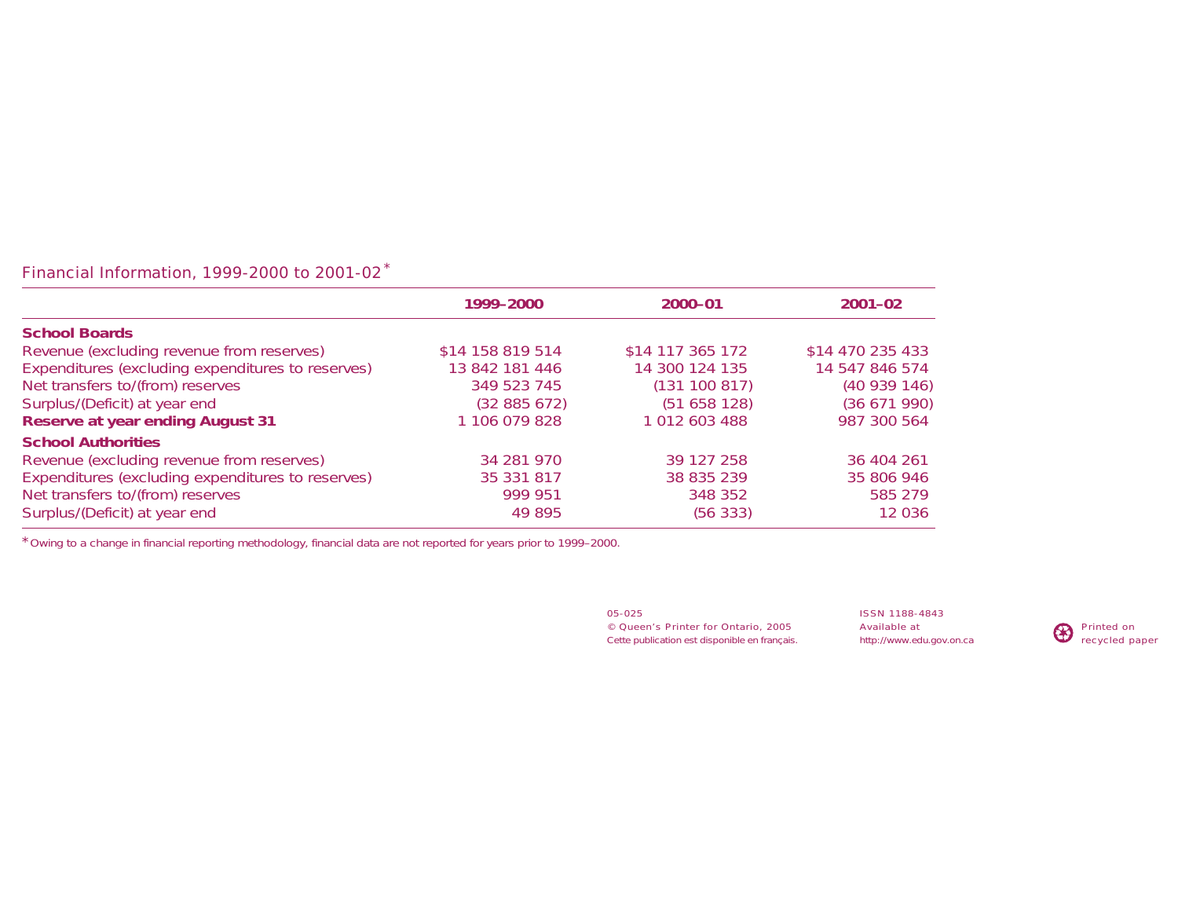## Financial Information, 1999-2000 to 2001-02*

| | 1999–2000 | 2000–01 | 2001–02 |
|---|---|---|---|
| **School Boards** | | | |
| Revenue (excluding revenue from reserves) | $14 158 819 514 | $14 117 365 172 | $14 470 235 433 |
| Expenditures (excluding expenditures to reserves) | 13 842 181 446 | 14 300 124 135 | 14 547 846 574 |
| Net transfers to/(from) reserves | 349 523 745 | (131 100 817) | (40 939 146) |
| Surplus/(Deficit) at year end | (32 885 672) | (51 658 128) | (36 671 990) |
| **Reserve at year ending August 31** | 1 106 079 828 | 1 012 603 488 | 987 300 564 |
| **School Authorities** | | | |
| Revenue (excluding revenue from reserves) | 34 281 970 | 39 127 258 | 36 404 261 |
| Expenditures (excluding expenditures to reserves) | 35 331 817 | 38 835 239 | 35 806 946 |
| Net transfers to/(from) reserves | 999 951 | 348 352 | 585 279 |
| Surplus/(Deficit) at year end | 49 895 | (56 333) | 12 036 |

* Owing to a change in financial reporting methodology, financial data are not reported for years prior to 1999–2000.

05-025
© Queen's Printer for Ontario, 2005
Cette publication est disponible en français.

ISSN 1188-4843
Available at
http://www.edu.gov.on.ca

Printed on recycled paper